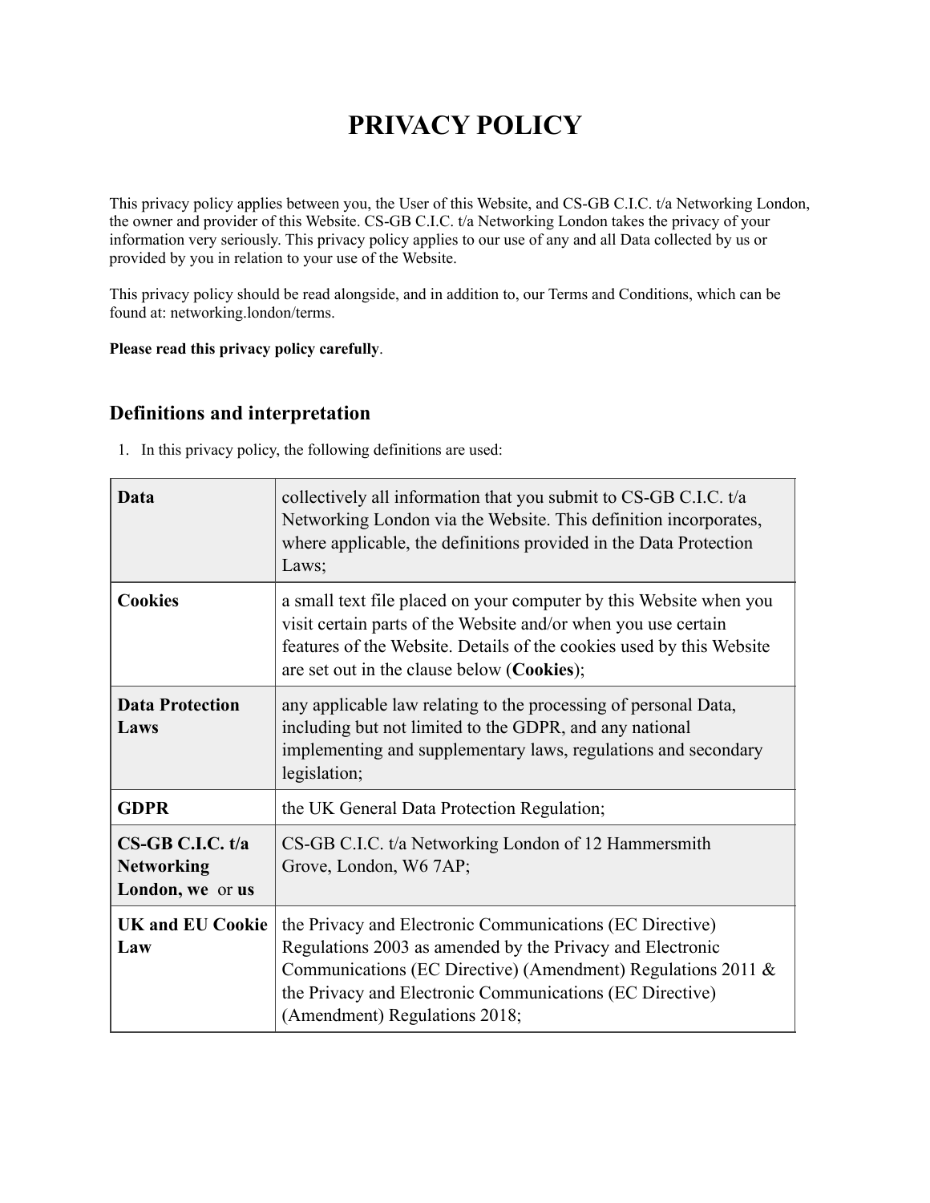# PRIVACY POLICY

This privacy policy applies between you, the User of this Website, and CS-GB C.I.C. t/a Networking London, the owner and provider of this Website. CS-GB C.I.C. t/a Networking London takes the privacy of your information very seriously. This privacy policy applies to our use of any and all Data collected by us or provided by you in relation to your use of the Website.

This privacy policy should be read alongside, and in addition to, our Terms and Conditions, which can be found at: networking.london/terms.

**Please read this privacy policy carefully**.

## Definitions and interpretation

1. In this privacy policy, the following definitions are used:

| | |
|---|---|
| **Data** | collectively all information that you submit to CS-GB C.I.C. t/a Networking London via the Website. This definition incorporates, where applicable, the definitions provided in the Data Protection Laws; |
| **Cookies** | a small text file placed on your computer by this Website when you visit certain parts of the Website and/or when you use certain features of the Website. Details of the cookies used by this Website are set out in the clause below (**Cookies**); |
| **Data Protection Laws** | any applicable law relating to the processing of personal Data, including but not limited to the GDPR, and any national implementing and supplementary laws, regulations and secondary legislation; |
| **GDPR** | the UK General Data Protection Regulation; |
| **CS-GB C.I.C. t/a Networking London, we** or **us** | CS-GB C.I.C. t/a Networking London of 12 Hammersmith Grove, London, W6 7AP; |
| **UK and EU Cookie Law** | the Privacy and Electronic Communications (EC Directive) Regulations 2003 as amended by the Privacy and Electronic Communications (EC Directive) (Amendment) Regulations 2011 & the Privacy and Electronic Communications (EC Directive) (Amendment) Regulations 2018; |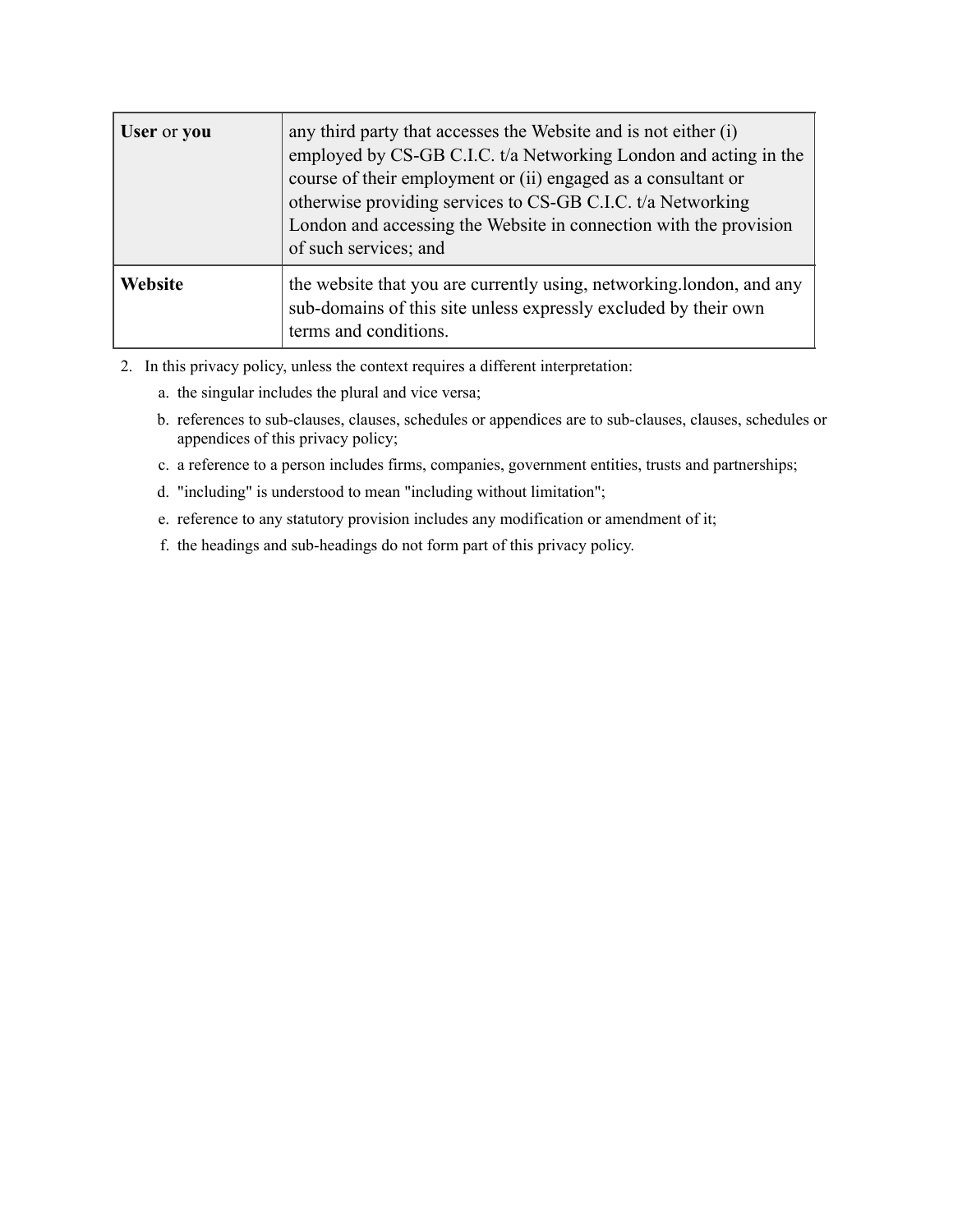| | |
|---|---|
| **User** or **you** | any third party that accesses the Website and is not either (i) employed by CS-GB C.I.C. t/a Networking London and acting in the course of their employment or (ii) engaged as a consultant or otherwise providing services to CS-GB C.I.C. t/a Networking London and accessing the Website in connection with the provision of such services; and |
| **Website** | the website that you are currently using, networking.london, and any sub-domains of this site unless expressly excluded by their own terms and conditions. |

2. In this privacy policy, unless the context requires a different interpretation:
    a. the singular includes the plural and vice versa;
    b. references to sub-clauses, clauses, schedules or appendices are to sub-clauses, clauses, schedules or appendices of this privacy policy;
    c. a reference to a person includes firms, companies, government entities, trusts and partnerships;
    d. "including" is understood to mean "including without limitation";
    e. reference to any statutory provision includes any modification or amendment of it;
    f. the headings and sub-headings do not form part of this privacy policy.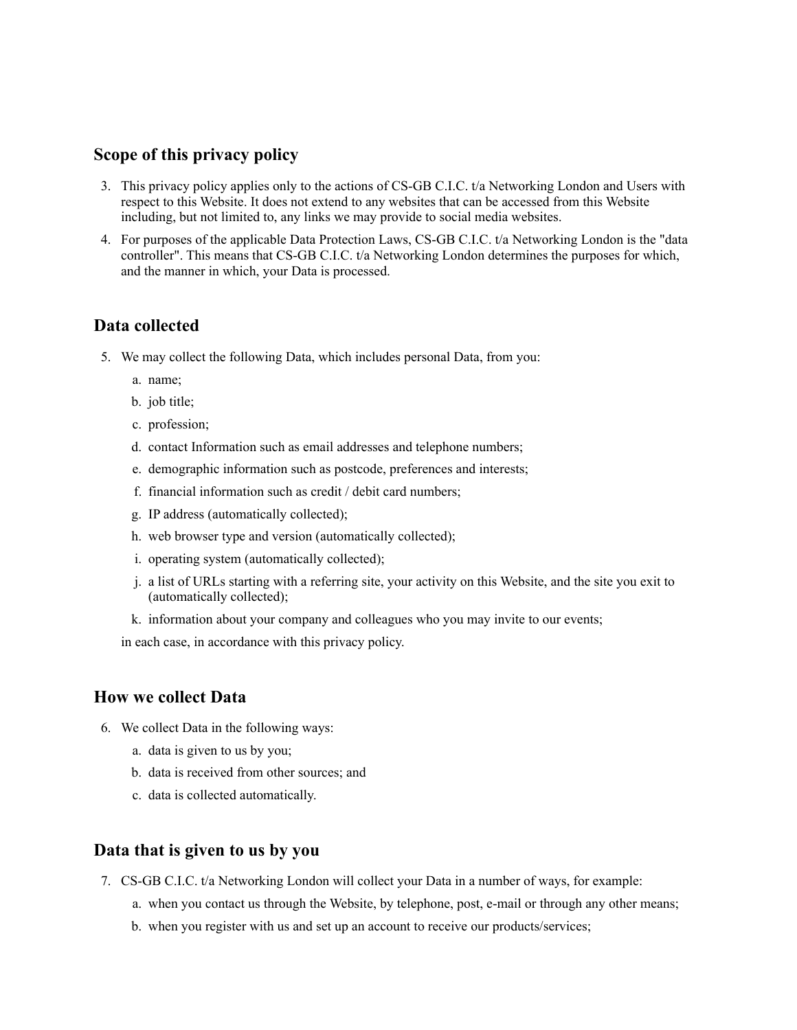## Scope of this privacy policy

3. This privacy policy applies only to the actions of CS-GB C.I.C. t/a Networking London and Users with respect to this Website. It does not extend to any websites that can be accessed from this Website including, but not limited to, any links we may provide to social media websites.
4. For purposes of the applicable Data Protection Laws, CS-GB C.I.C. t/a Networking London is the "data controller". This means that CS-GB C.I.C. t/a Networking London determines the purposes for which, and the manner in which, your Data is processed.

## Data collected

5. We may collect the following Data, which includes personal Data, from you:
   a. name;
   b. job title;
   c. profession;
   d. contact Information such as email addresses and telephone numbers;
   e. demographic information such as postcode, preferences and interests;
   f. financial information such as credit / debit card numbers;
   g. IP address (automatically collected);
   h. web browser type and version (automatically collected);
   i. operating system (automatically collected);
   j. a list of URLs starting with a referring site, your activity on this Website, and the site you exit to (automatically collected);
   k. information about your company and colleagues who you may invite to our events;

   in each case, in accordance with this privacy policy.

## How we collect Data

6. We collect Data in the following ways:
   a. data is given to us by you;
   b. data is received from other sources; and
   c. data is collected automatically.

## Data that is given to us by you

7. CS-GB C.I.C. t/a Networking London will collect your Data in a number of ways, for example:
   a. when you contact us through the Website, by telephone, post, e-mail or through any other means;
   b. when you register with us and set up an account to receive our products/services;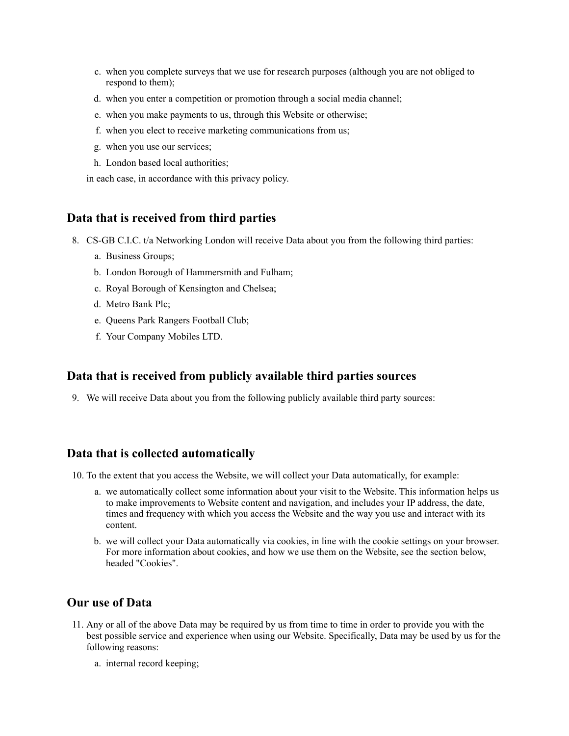c. when you complete surveys that we use for research purposes (although you are not obliged to respond to them);
d. when you enter a competition or promotion through a social media channel;
e. when you make payments to us, through this Website or otherwise;
f. when you elect to receive marketing communications from us;
g. when you use our services;
h. London based local authorities;

in each case, in accordance with this privacy policy.

## Data that is received from third parties

8. CS-GB C.I.C. t/a Networking London will receive Data about you from the following third parties:
   a. Business Groups;
   b. London Borough of Hammersmith and Fulham;
   c. Royal Borough of Kensington and Chelsea;
   d. Metro Bank Plc;
   e. Queens Park Rangers Football Club;
   f. Your Company Mobiles LTD.

## Data that is received from publicly available third parties sources

9. We will receive Data about you from the following publicly available third party sources:

## Data that is collected automatically

10. To the extent that you access the Website, we will collect your Data automatically, for example:
    a. we automatically collect some information about your visit to the Website. This information helps us to make improvements to Website content and navigation, and includes your IP address, the date, times and frequency with which you access the Website and the way you use and interact with its content.
    b. we will collect your Data automatically via cookies, in line with the cookie settings on your browser. For more information about cookies, and how we use them on the Website, see the section below, headed "Cookies".

## Our use of Data

11. Any or all of the above Data may be required by us from time to time in order to provide you with the best possible service and experience when using our Website. Specifically, Data may be used by us for the following reasons:
    a. internal record keeping;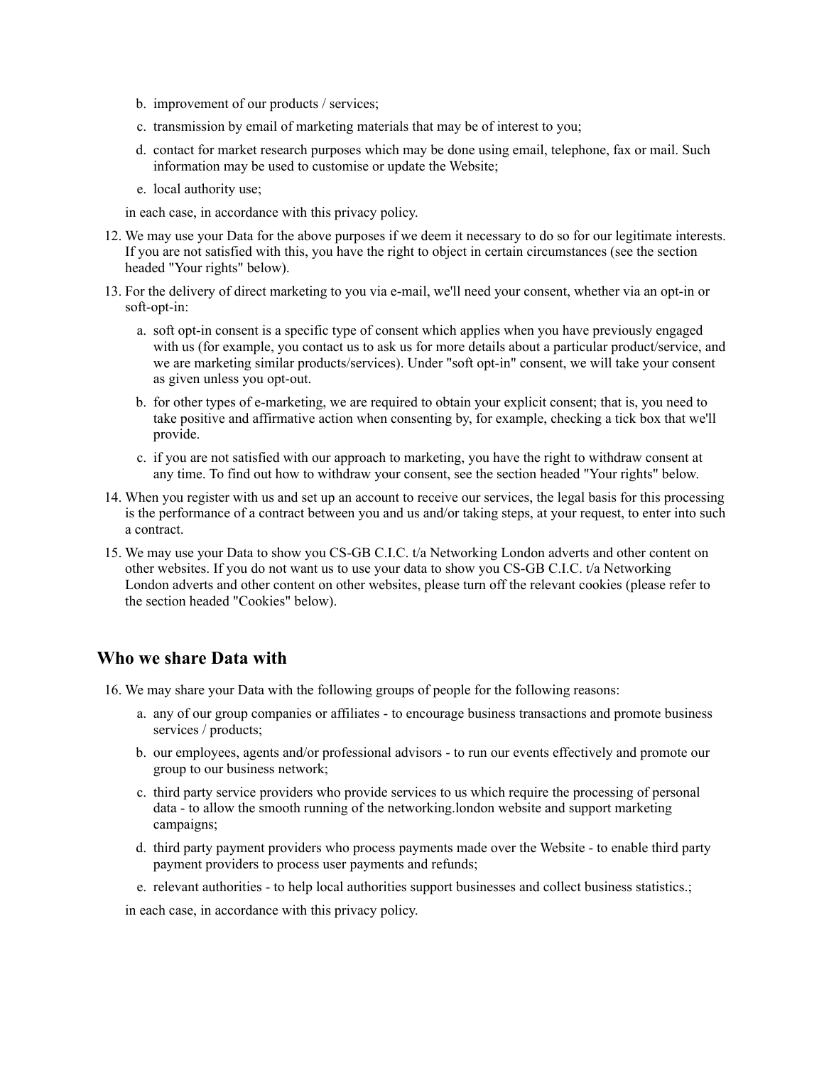b. improvement of our products / services;
  c. transmission by email of marketing materials that may be of interest to you;
  d. contact for market research purposes which may be done using email, telephone, fax or mail. Such information may be used to customise or update the Website;
  e. local authority use;

  in each case, in accordance with this privacy policy.

12. We may use your Data for the above purposes if we deem it necessary to do so for our legitimate interests. If you are not satisfied with this, you have the right to object in certain circumstances (see the section headed "Your rights" below).
13. For the delivery of direct marketing to you via e-mail, we'll need your consent, whether via an opt-in or soft-opt-in:
    a. soft opt-in consent is a specific type of consent which applies when you have previously engaged with us (for example, you contact us to ask us for more details about a particular product/service, and we are marketing similar products/services). Under "soft opt-in" consent, we will take your consent as given unless you opt-out.
    b. for other types of e-marketing, we are required to obtain your explicit consent; that is, you need to take positive and affirmative action when consenting by, for example, checking a tick box that we'll provide.
    c. if you are not satisfied with our approach to marketing, you have the right to withdraw consent at any time. To find out how to withdraw your consent, see the section headed "Your rights" below.
14. When you register with us and set up an account to receive our services, the legal basis for this processing is the performance of a contract between you and us and/or taking steps, at your request, to enter into such a contract.
15. We may use your Data to show you CS-GB C.I.C. t/a Networking London adverts and other content on other websites. If you do not want us to use your data to show you CS-GB C.I.C. t/a Networking London adverts and other content on other websites, please turn off the relevant cookies (please refer to the section headed "Cookies" below).

## Who we share Data with

16. We may share your Data with the following groups of people for the following reasons:
    a. any of our group companies or affiliates - to encourage business transactions and promote business services / products;
    b. our employees, agents and/or professional advisors - to run our events effectively and promote our group to our business network;
    c. third party service providers who provide services to us which require the processing of personal data - to allow the smooth running of the networking.london website and support marketing campaigns;
    d. third party payment providers who process payments made over the Website - to enable third party payment providers to process user payments and refunds;
    e. relevant authorities - to help local authorities support businesses and collect business statistics.;

    in each case, in accordance with this privacy policy.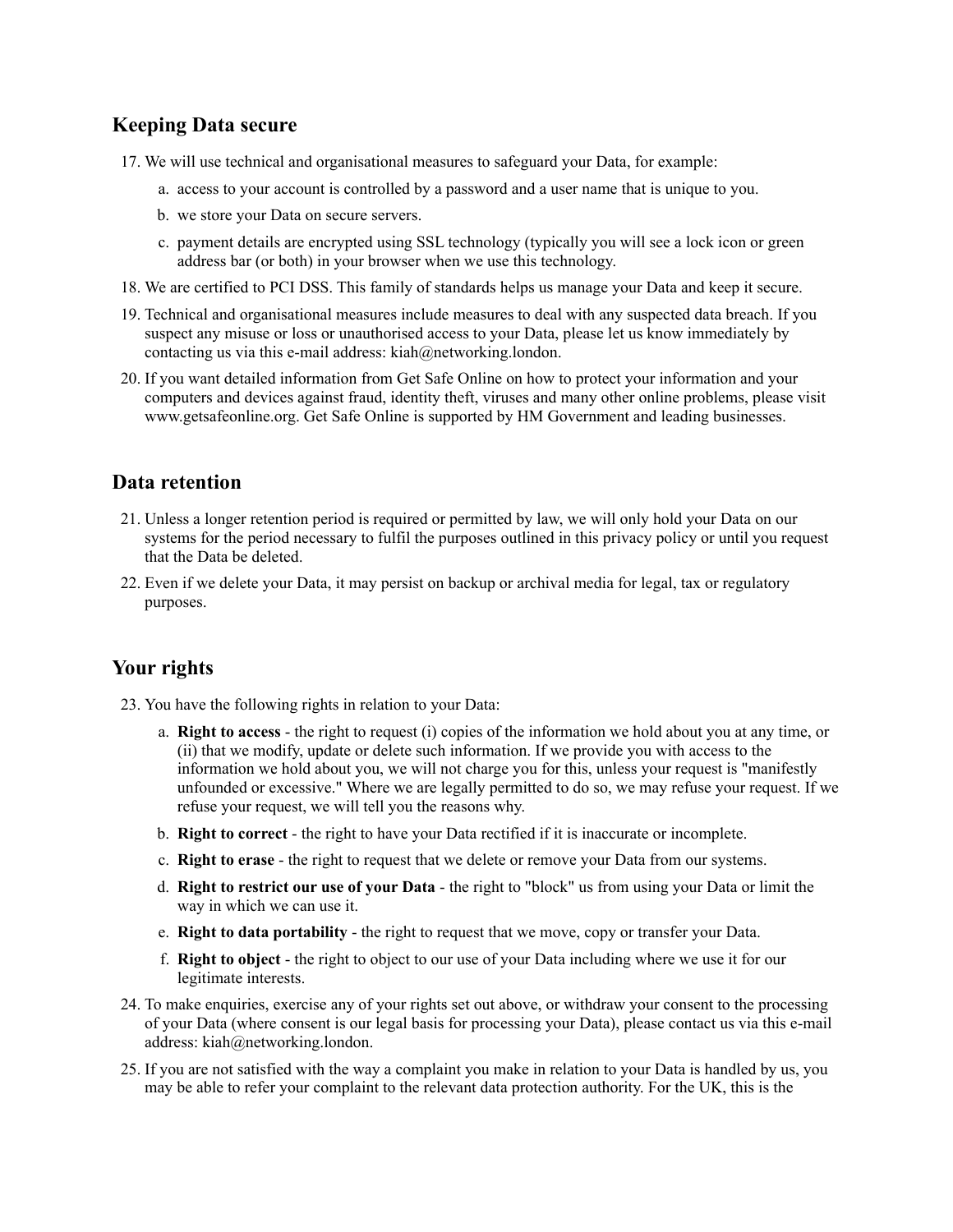## Keeping Data secure

17. We will use technical and organisational measures to safeguard your Data, for example:
    a. access to your account is controlled by a password and a user name that is unique to you.
    b. we store your Data on secure servers.
    c. payment details are encrypted using SSL technology (typically you will see a lock icon or green address bar (or both) in your browser when we use this technology.
18. We are certified to PCI DSS. This family of standards helps us manage your Data and keep it secure.
19. Technical and organisational measures include measures to deal with any suspected data breach. If you suspect any misuse or loss or unauthorised access to your Data, please let us know immediately by contacting us via this e-mail address: kiah@networking.london.
20. If you want detailed information from Get Safe Online on how to protect your information and your computers and devices against fraud, identity theft, viruses and many other online problems, please visit www.getsafeonline.org. Get Safe Online is supported by HM Government and leading businesses.

## Data retention

21. Unless a longer retention period is required or permitted by law, we will only hold your Data on our systems for the period necessary to fulfil the purposes outlined in this privacy policy or until you request that the Data be deleted.
22. Even if we delete your Data, it may persist on backup or archival media for legal, tax or regulatory purposes.

## Your rights

23. You have the following rights in relation to your Data:
    a. **Right to access** - the right to request (i) copies of the information we hold about you at any time, or (ii) that we modify, update or delete such information. If we provide you with access to the information we hold about you, we will not charge you for this, unless your request is "manifestly unfounded or excessive." Where we are legally permitted to do so, we may refuse your request. If we refuse your request, we will tell you the reasons why.
    b. **Right to correct** - the right to have your Data rectified if it is inaccurate or incomplete.
    c. **Right to erase** - the right to request that we delete or remove your Data from our systems.
    d. **Right to restrict our use of your Data** - the right to "block" us from using your Data or limit the way in which we can use it.
    e. **Right to data portability** - the right to request that we move, copy or transfer your Data.
    f. **Right to object** - the right to object to our use of your Data including where we use it for our legitimate interests.
24. To make enquiries, exercise any of your rights set out above, or withdraw your consent to the processing of your Data (where consent is our legal basis for processing your Data), please contact us via this e-mail address: kiah@networking.london.
25. If you are not satisfied with the way a complaint you make in relation to your Data is handled by us, you may be able to refer your complaint to the relevant data protection authority. For the UK, this is the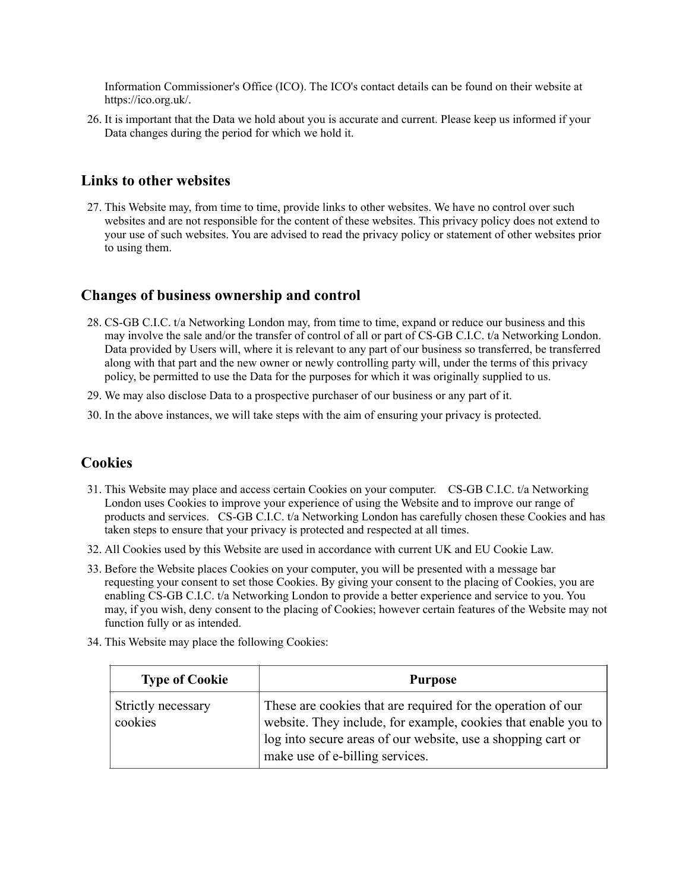Information Commissioner's Office (ICO). The ICO's contact details can be found on their website at https://ico.org.uk/.

26. It is important that the Data we hold about you is accurate and current. Please keep us informed if your Data changes during the period for which we hold it.

## Links to other websites

27. This Website may, from time to time, provide links to other websites. We have no control over such websites and are not responsible for the content of these websites. This privacy policy does not extend to your use of such websites. You are advised to read the privacy policy or statement of other websites prior to using them.

## Changes of business ownership and control

28. CS-GB C.I.C. t/a Networking London may, from time to time, expand or reduce our business and this may involve the sale and/or the transfer of control of all or part of CS-GB C.I.C. t/a Networking London. Data provided by Users will, where it is relevant to any part of our business so transferred, be transferred along with that part and the new owner or newly controlling party will, under the terms of this privacy policy, be permitted to use the Data for the purposes for which it was originally supplied to us.
29. We may also disclose Data to a prospective purchaser of our business or any part of it.
30. In the above instances, we will take steps with the aim of ensuring your privacy is protected.

## Cookies

31. This Website may place and access certain Cookies on your computer. CS-GB C.I.C. t/a Networking London uses Cookies to improve your experience of using the Website and to improve our range of products and services. CS-GB C.I.C. t/a Networking London has carefully chosen these Cookies and has taken steps to ensure that your privacy is protected and respected at all times.
32. All Cookies used by this Website are used in accordance with current UK and EU Cookie Law.
33. Before the Website places Cookies on your computer, you will be presented with a message bar requesting your consent to set those Cookies. By giving your consent to the placing of Cookies, you are enabling CS-GB C.I.C. t/a Networking London to provide a better experience and service to you. You may, if you wish, deny consent to the placing of Cookies; however certain features of the Website may not function fully or as intended.
34. This Website may place the following Cookies:

| Type of Cookie | Purpose |
| --- | --- |
| Strictly necessary cookies | These are cookies that are required for the operation of our website. They include, for example, cookies that enable you to log into secure areas of our website, use a shopping cart or make use of e-billing services. |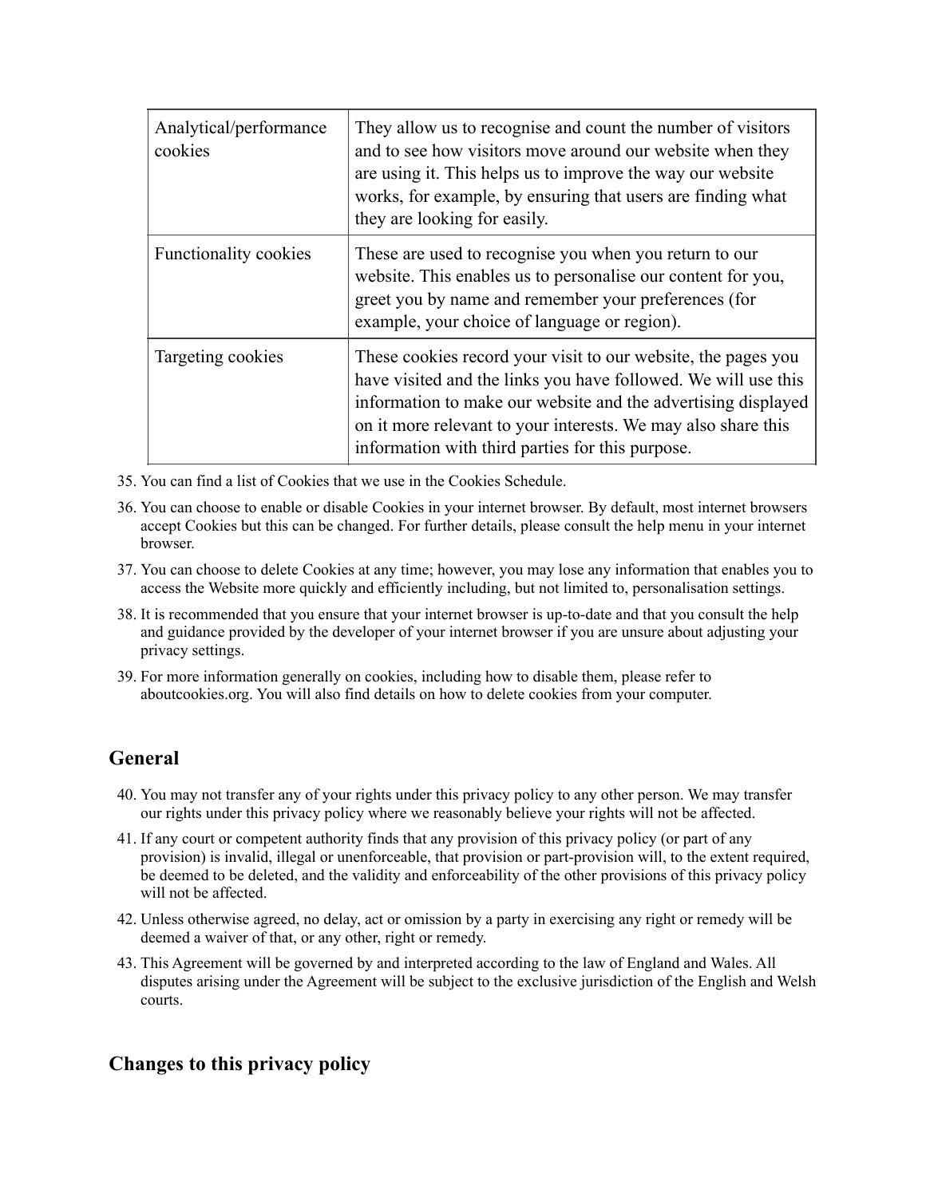| Analytical/performance cookies | They allow us to recognise and count the number of visitors and to see how visitors move around our website when they are using it. This helps us to improve the way our website works, for example, by ensuring that users are finding what they are looking for easily. |
| --- | --- |
| Functionality cookies | These are used to recognise you when you return to our website. This enables us to personalise our content for you, greet you by name and remember your preferences (for example, your choice of language or region). |
| Targeting cookies | These cookies record your visit to our website, the pages you have visited and the links you have followed. We will use this information to make our website and the advertising displayed on it more relevant to your interests. We may also share this information with third parties for this purpose. |

35. You can find a list of Cookies that we use in the Cookies Schedule.
36. You can choose to enable or disable Cookies in your internet browser. By default, most internet browsers accept Cookies but this can be changed. For further details, please consult the help menu in your internet browser.
37. You can choose to delete Cookies at any time; however, you may lose any information that enables you to access the Website more quickly and efficiently including, but not limited to, personalisation settings.
38. It is recommended that you ensure that your internet browser is up-to-date and that you consult the help and guidance provided by the developer of your internet browser if you are unsure about adjusting your privacy settings.
39. For more information generally on cookies, including how to disable them, please refer to aboutcookies.org. You will also find details on how to delete cookies from your computer.

## General

40. You may not transfer any of your rights under this privacy policy to any other person. We may transfer our rights under this privacy policy where we reasonably believe your rights will not be affected.
41. If any court or competent authority finds that any provision of this privacy policy (or part of any provision) is invalid, illegal or unenforceable, that provision or part-provision will, to the extent required, be deemed to be deleted, and the validity and enforceability of the other provisions of this privacy policy will not be affected.
42. Unless otherwise agreed, no delay, act or omission by a party in exercising any right or remedy will be deemed a waiver of that, or any other, right or remedy.
43. This Agreement will be governed by and interpreted according to the law of England and Wales. All disputes arising under the Agreement will be subject to the exclusive jurisdiction of the English and Welsh courts.

## Changes to this privacy policy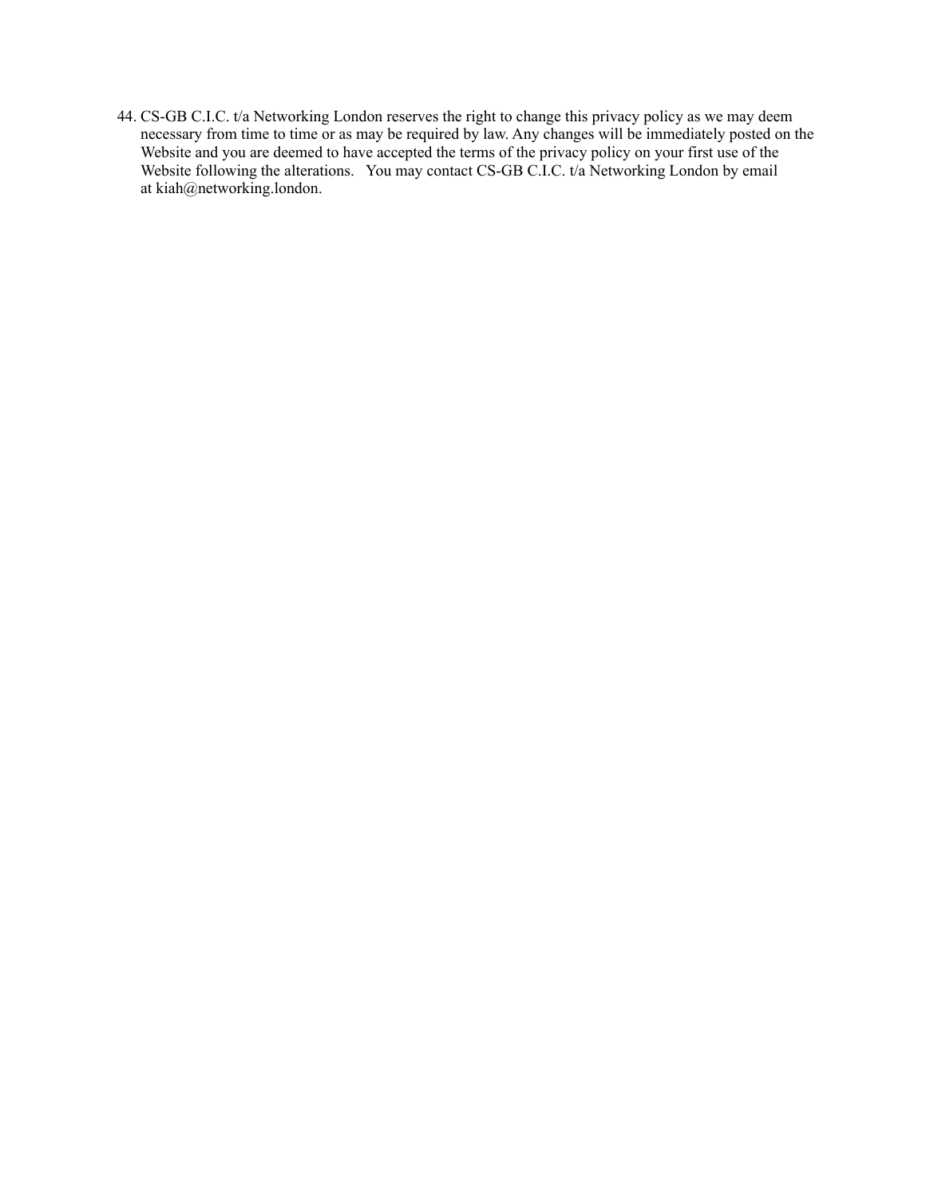44. CS-GB C.I.C. t/a Networking London reserves the right to change this privacy policy as we may deem necessary from time to time or as may be required by law. Any changes will be immediately posted on the Website and you are deemed to have accepted the terms of the privacy policy on your first use of the Website following the alterations. You may contact CS-GB C.I.C. t/a Networking London by email at kiah@networking.london.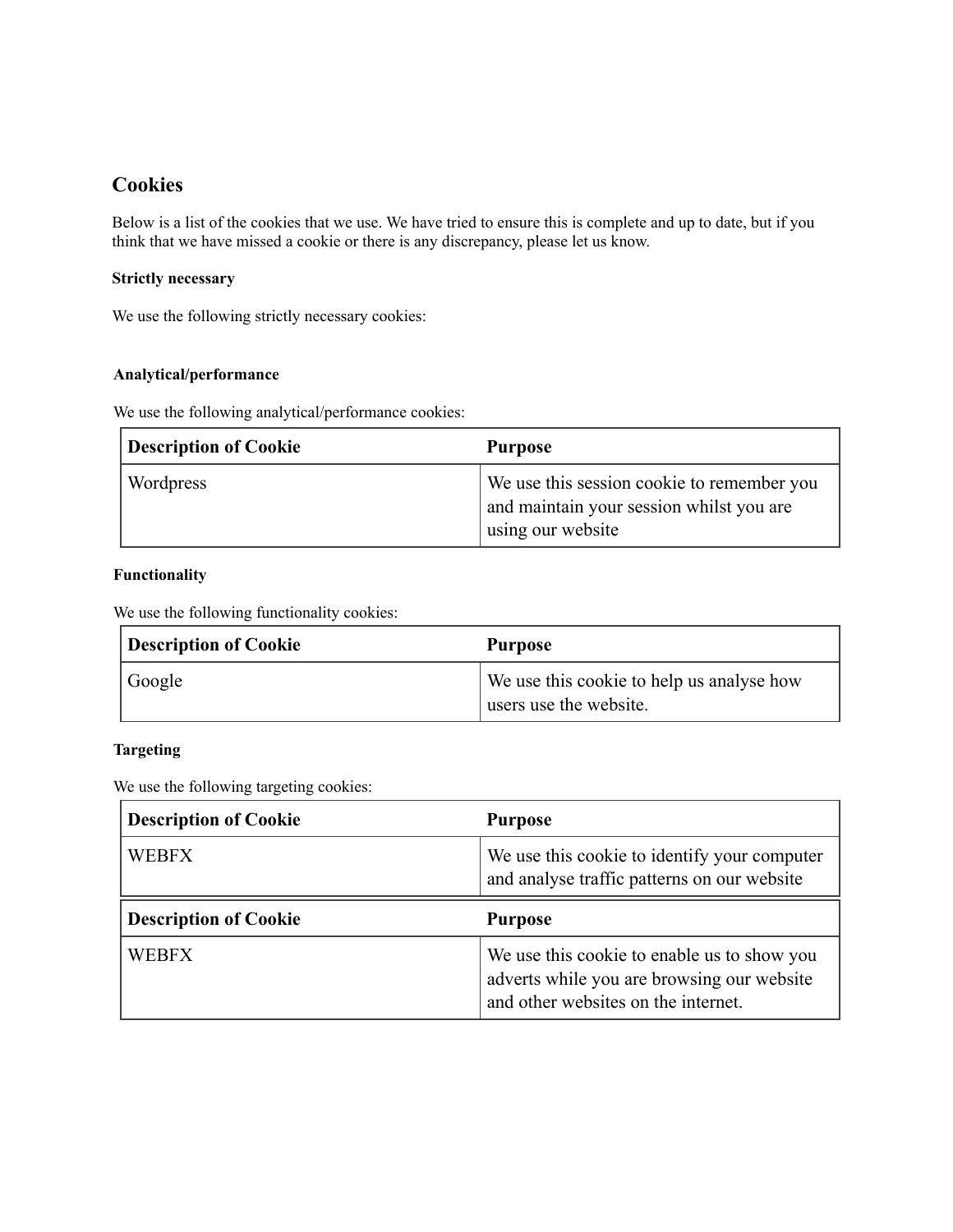## Cookies

Below is a list of the cookies that we use. We have tried to ensure this is complete and up to date, but if you think that we have missed a cookie or there is any discrepancy, please let us know.

**Strictly necessary**

We use the following strictly necessary cookies:

**Analytical/performance**

We use the following analytical/performance cookies:

| Description of Cookie | Purpose |
| --- | --- |
| Wordpress | We use this session cookie to remember you and maintain your session whilst you are using our website |

**Functionality**

We use the following functionality cookies:

| Description of Cookie | Purpose |
| --- | --- |
| Google | We use this cookie to help us analyse how users use the website. |

**Targeting**

We use the following targeting cookies:

| Description of Cookie | Purpose |
| --- | --- |
| WEBFX | We use this cookie to identify your computer and analyse traffic patterns on our website |

| Description of Cookie | Purpose |
| --- | --- |
| WEBFX | We use this cookie to enable us to show you adverts while you are browsing our website and other websites on the internet. |